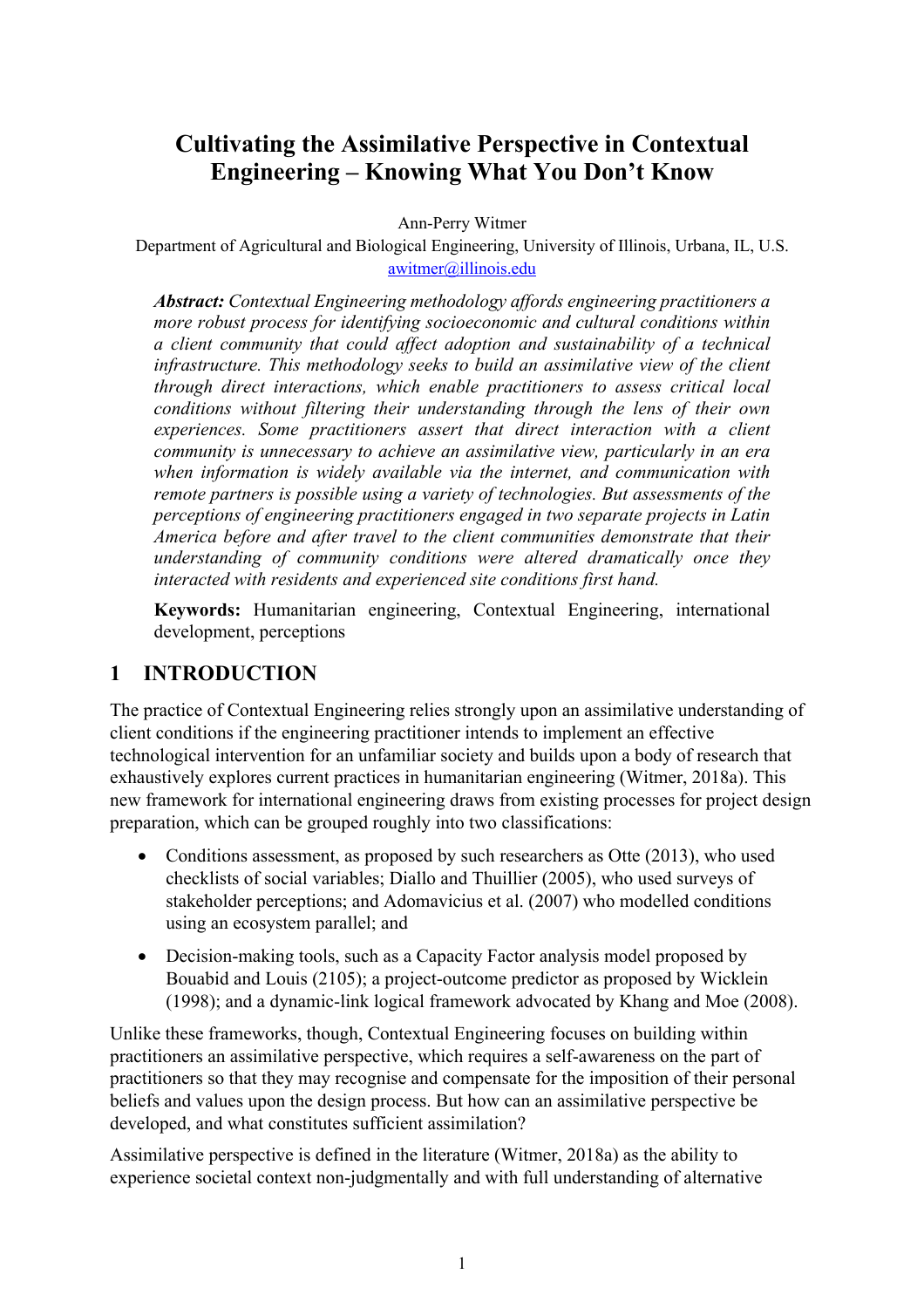# Cultivating the Assimilative Perspective in Contextual Engineering – Knowing What You Don't Know

Ann-Perry Witmer

Department of Agricultural and Biological Engineering, University of Illinois, Urbana, IL, U.S.

awitmer@illinois.edu

***Abstract:*** *Contextual Engineering methodology affords engineering practitioners a more robust process for identifying socioeconomic and cultural conditions within a client community that could affect adoption and sustainability of a technical infrastructure. This methodology seeks to build an assimilative view of the client through direct interactions, which enable practitioners to assess critical local conditions without filtering their understanding through the lens of their own experiences. Some practitioners assert that direct interaction with a client community is unnecessary to achieve an assimilative view, particularly in an era when information is widely available via the internet, and communication with remote partners is possible using a variety of technologies. But assessments of the perceptions of engineering practitioners engaged in two separate projects in Latin America before and after travel to the client communities demonstrate that their understanding of community conditions were altered dramatically once they interacted with residents and experienced site conditions first hand.*

**Keywords:** Humanitarian engineering, Contextual Engineering, international development, perceptions

## 1 INTRODUCTION

The practice of Contextual Engineering relies strongly upon an assimilative understanding of client conditions if the engineering practitioner intends to implement an effective technological intervention for an unfamiliar society and builds upon a body of research that exhaustively explores current practices in humanitarian engineering (Witmer, 2018a). This new framework for international engineering draws from existing processes for project design preparation, which can be grouped roughly into two classifications:

- Conditions assessment, as proposed by such researchers as Otte (2013), who used checklists of social variables; Diallo and Thuillier (2005), who used surveys of stakeholder perceptions; and Adomavicius et al. (2007) who modelled conditions using an ecosystem parallel; and
- Decision-making tools, such as a Capacity Factor analysis model proposed by Bouabid and Louis (2105); a project-outcome predictor as proposed by Wicklein (1998); and a dynamic-link logical framework advocated by Khang and Moe (2008).

Unlike these frameworks, though, Contextual Engineering focuses on building within practitioners an assimilative perspective, which requires a self-awareness on the part of practitioners so that they may recognise and compensate for the imposition of their personal beliefs and values upon the design process. But how can an assimilative perspective be developed, and what constitutes sufficient assimilation?

Assimilative perspective is defined in the literature (Witmer, 2018a) as the ability to experience societal context non-judgmentally and with full understanding of alternative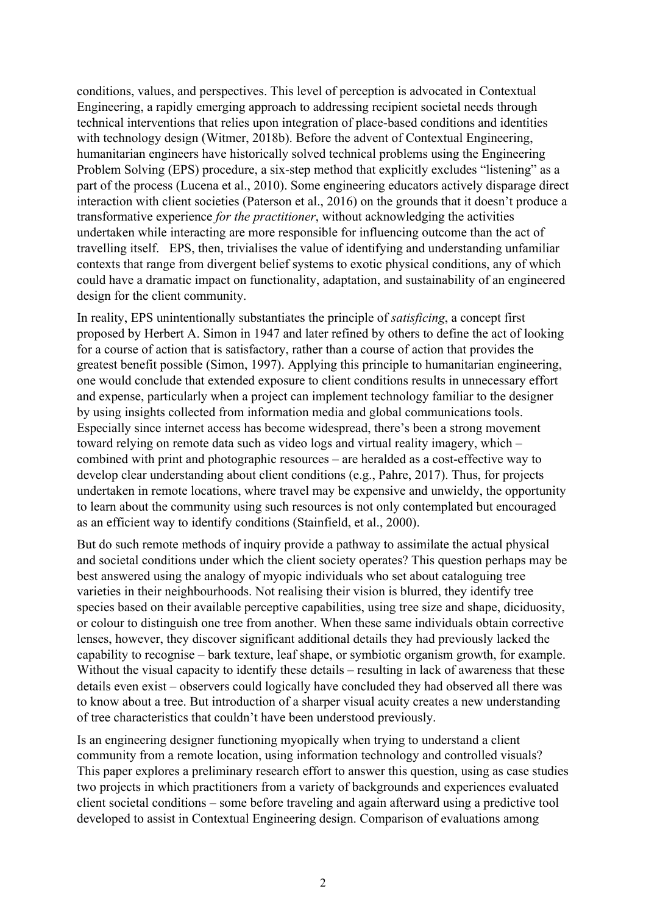conditions, values, and perspectives. This level of perception is advocated in Contextual Engineering, a rapidly emerging approach to addressing recipient societal needs through technical interventions that relies upon integration of place-based conditions and identities with technology design (Witmer, 2018b). Before the advent of Contextual Engineering, humanitarian engineers have historically solved technical problems using the Engineering Problem Solving (EPS) procedure, a six-step method that explicitly excludes "listening" as a part of the process (Lucena et al., 2010). Some engineering educators actively disparage direct interaction with client societies (Paterson et al., 2016) on the grounds that it doesn't produce a transformative experience *for the practitioner*, without acknowledging the activities undertaken while interacting are more responsible for influencing outcome than the act of travelling itself. EPS, then, trivialises the value of identifying and understanding unfamiliar contexts that range from divergent belief systems to exotic physical conditions, any of which could have a dramatic impact on functionality, adaptation, and sustainability of an engineered design for the client community.

In reality, EPS unintentionally substantiates the principle of *satisficing*, a concept first proposed by Herbert A. Simon in 1947 and later refined by others to define the act of looking for a course of action that is satisfactory, rather than a course of action that provides the greatest benefit possible (Simon, 1997). Applying this principle to humanitarian engineering, one would conclude that extended exposure to client conditions results in unnecessary effort and expense, particularly when a project can implement technology familiar to the designer by using insights collected from information media and global communications tools. Especially since internet access has become widespread, there's been a strong movement toward relying on remote data such as video logs and virtual reality imagery, which – combined with print and photographic resources – are heralded as a cost-effective way to develop clear understanding about client conditions (e.g., Pahre, 2017). Thus, for projects undertaken in remote locations, where travel may be expensive and unwieldy, the opportunity to learn about the community using such resources is not only contemplated but encouraged as an efficient way to identify conditions (Stainfield, et al., 2000).

But do such remote methods of inquiry provide a pathway to assimilate the actual physical and societal conditions under which the client society operates? This question perhaps may be best answered using the analogy of myopic individuals who set about cataloguing tree varieties in their neighbourhoods. Not realising their vision is blurred, they identify tree species based on their available perceptive capabilities, using tree size and shape, diciduosity, or colour to distinguish one tree from another. When these same individuals obtain corrective lenses, however, they discover significant additional details they had previously lacked the capability to recognise – bark texture, leaf shape, or symbiotic organism growth, for example. Without the visual capacity to identify these details – resulting in lack of awareness that these details even exist – observers could logically have concluded they had observed all there was to know about a tree. But introduction of a sharper visual acuity creates a new understanding of tree characteristics that couldn't have been understood previously.

Is an engineering designer functioning myopically when trying to understand a client community from a remote location, using information technology and controlled visuals? This paper explores a preliminary research effort to answer this question, using as case studies two projects in which practitioners from a variety of backgrounds and experiences evaluated client societal conditions – some before traveling and again afterward using a predictive tool developed to assist in Contextual Engineering design. Comparison of evaluations among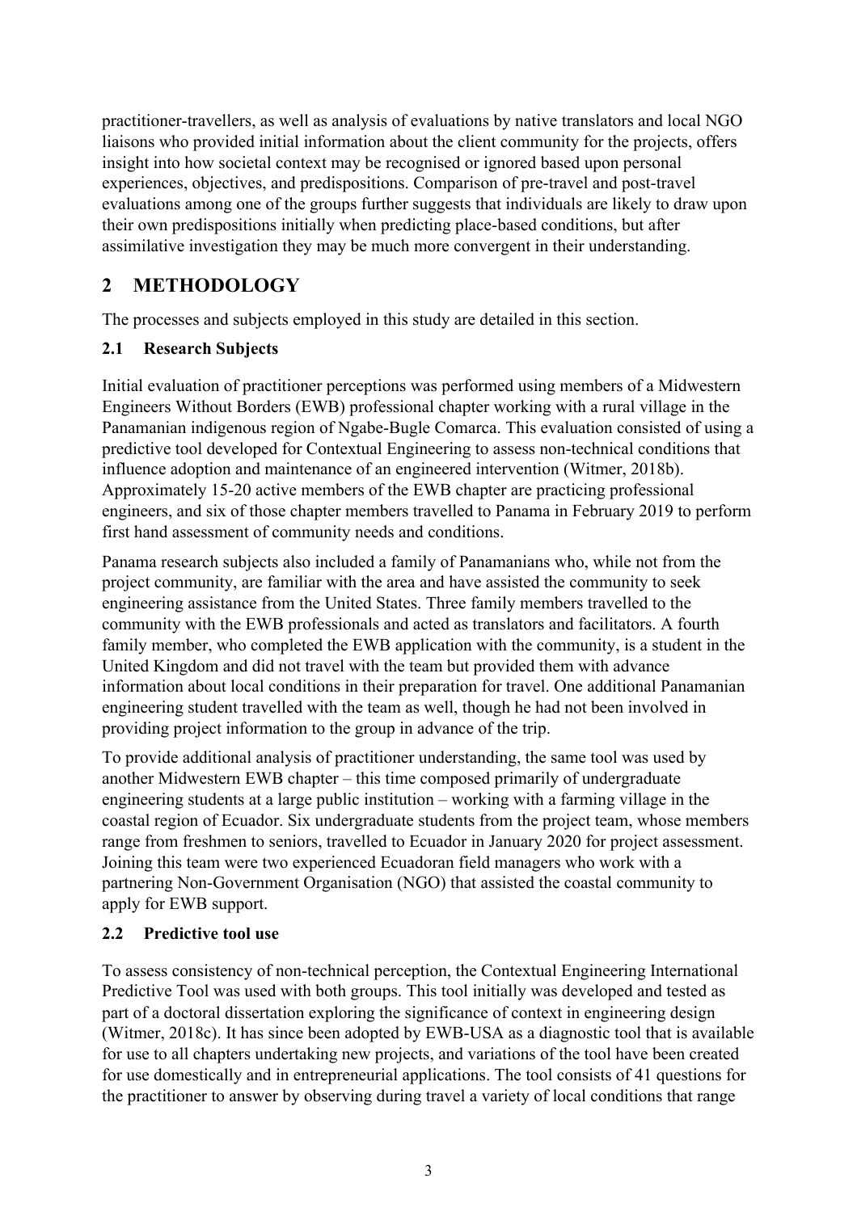practitioner-travellers, as well as analysis of evaluations by native translators and local NGO liaisons who provided initial information about the client community for the projects, offers insight into how societal context may be recognised or ignored based upon personal experiences, objectives, and predispositions. Comparison of pre-travel and post-travel evaluations among one of the groups further suggests that individuals are likely to draw upon their own predispositions initially when predicting place-based conditions, but after assimilative investigation they may be much more convergent in their understanding.

## 2 METHODOLOGY

The processes and subjects employed in this study are detailed in this section.

### 2.1 Research Subjects

Initial evaluation of practitioner perceptions was performed using members of a Midwestern Engineers Without Borders (EWB) professional chapter working with a rural village in the Panamanian indigenous region of Ngabe-Bugle Comarca. This evaluation consisted of using a predictive tool developed for Contextual Engineering to assess non-technical conditions that influence adoption and maintenance of an engineered intervention (Witmer, 2018b). Approximately 15-20 active members of the EWB chapter are practicing professional engineers, and six of those chapter members travelled to Panama in February 2019 to perform first hand assessment of community needs and conditions.

Panama research subjects also included a family of Panamanians who, while not from the project community, are familiar with the area and have assisted the community to seek engineering assistance from the United States. Three family members travelled to the community with the EWB professionals and acted as translators and facilitators. A fourth family member, who completed the EWB application with the community, is a student in the United Kingdom and did not travel with the team but provided them with advance information about local conditions in their preparation for travel. One additional Panamanian engineering student travelled with the team as well, though he had not been involved in providing project information to the group in advance of the trip.

To provide additional analysis of practitioner understanding, the same tool was used by another Midwestern EWB chapter – this time composed primarily of undergraduate engineering students at a large public institution – working with a farming village in the coastal region of Ecuador. Six undergraduate students from the project team, whose members range from freshmen to seniors, travelled to Ecuador in January 2020 for project assessment. Joining this team were two experienced Ecuadoran field managers who work with a partnering Non-Government Organisation (NGO) that assisted the coastal community to apply for EWB support.

### 2.2 Predictive tool use

To assess consistency of non-technical perception, the Contextual Engineering International Predictive Tool was used with both groups. This tool initially was developed and tested as part of a doctoral dissertation exploring the significance of context in engineering design (Witmer, 2018c). It has since been adopted by EWB-USA as a diagnostic tool that is available for use to all chapters undertaking new projects, and variations of the tool have been created for use domestically and in entrepreneurial applications. The tool consists of 41 questions for the practitioner to answer by observing during travel a variety of local conditions that range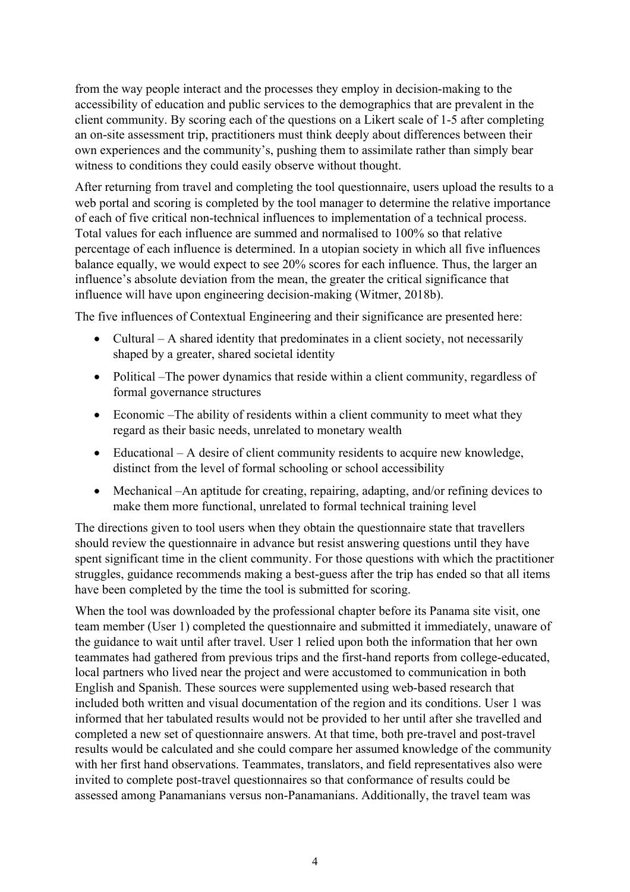from the way people interact and the processes they employ in decision-making to the accessibility of education and public services to the demographics that are prevalent in the client community. By scoring each of the questions on a Likert scale of 1-5 after completing an on-site assessment trip, practitioners must think deeply about differences between their own experiences and the community's, pushing them to assimilate rather than simply bear witness to conditions they could easily observe without thought.

After returning from travel and completing the tool questionnaire, users upload the results to a web portal and scoring is completed by the tool manager to determine the relative importance of each of five critical non-technical influences to implementation of a technical process. Total values for each influence are summed and normalised to 100% so that relative percentage of each influence is determined. In a utopian society in which all five influences balance equally, we would expect to see 20% scores for each influence. Thus, the larger an influence's absolute deviation from the mean, the greater the critical significance that influence will have upon engineering decision-making (Witmer, 2018b).

The five influences of Contextual Engineering and their significance are presented here:

- Cultural – A shared identity that predominates in a client society, not necessarily shaped by a greater, shared societal identity
- Political –The power dynamics that reside within a client community, regardless of formal governance structures
- Economic –The ability of residents within a client community to meet what they regard as their basic needs, unrelated to monetary wealth
- Educational – A desire of client community residents to acquire new knowledge, distinct from the level of formal schooling or school accessibility
- Mechanical –An aptitude for creating, repairing, adapting, and/or refining devices to make them more functional, unrelated to formal technical training level

The directions given to tool users when they obtain the questionnaire state that travellers should review the questionnaire in advance but resist answering questions until they have spent significant time in the client community. For those questions with which the practitioner struggles, guidance recommends making a best-guess after the trip has ended so that all items have been completed by the time the tool is submitted for scoring.

When the tool was downloaded by the professional chapter before its Panama site visit, one team member (User 1) completed the questionnaire and submitted it immediately, unaware of the guidance to wait until after travel. User 1 relied upon both the information that her own teammates had gathered from previous trips and the first-hand reports from college-educated, local partners who lived near the project and were accustomed to communication in both English and Spanish. These sources were supplemented using web-based research that included both written and visual documentation of the region and its conditions. User 1 was informed that her tabulated results would not be provided to her until after she travelled and completed a new set of questionnaire answers. At that time, both pre-travel and post-travel results would be calculated and she could compare her assumed knowledge of the community with her first hand observations. Teammates, translators, and field representatives also were invited to complete post-travel questionnaires so that conformance of results could be assessed among Panamanians versus non-Panamanians. Additionally, the travel team was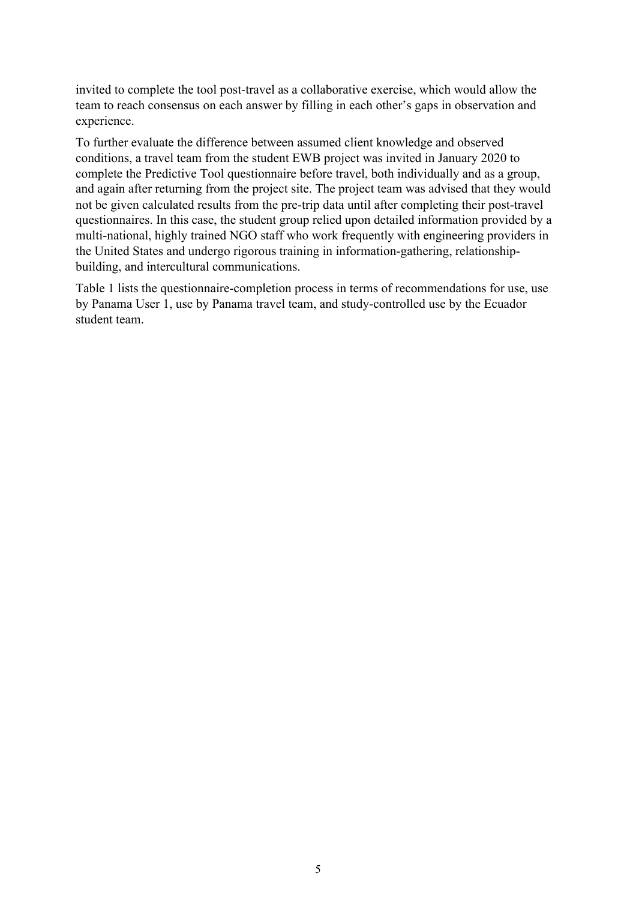invited to complete the tool post-travel as a collaborative exercise, which would allow the team to reach consensus on each answer by filling in each other's gaps in observation and experience.

To further evaluate the difference between assumed client knowledge and observed conditions, a travel team from the student EWB project was invited in January 2020 to complete the Predictive Tool questionnaire before travel, both individually and as a group, and again after returning from the project site. The project team was advised that they would not be given calculated results from the pre-trip data until after completing their post-travel questionnaires. In this case, the student group relied upon detailed information provided by a multi-national, highly trained NGO staff who work frequently with engineering providers in the United States and undergo rigorous training in information-gathering, relationship-building, and intercultural communications.

Table 1 lists the questionnaire-completion process in terms of recommendations for use, use by Panama User 1, use by Panama travel team, and study-controlled use by the Ecuador student team.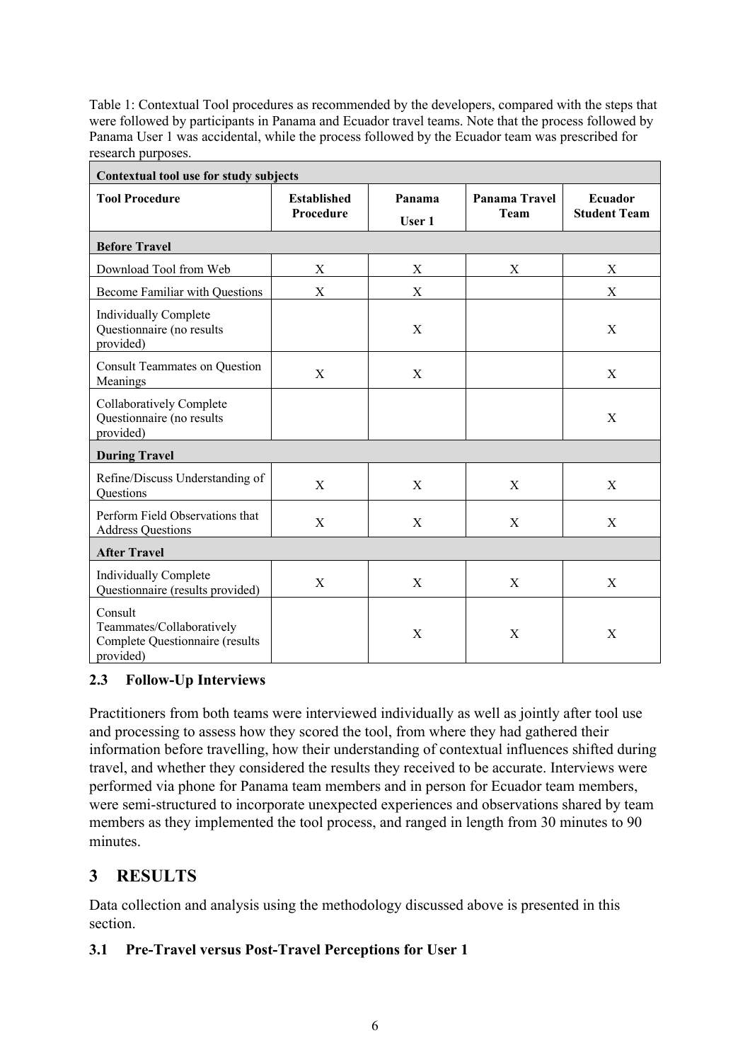Table 1: Contextual Tool procedures as recommended by the developers, compared with the steps that were followed by participants in Panama and Ecuador travel teams. Note that the process followed by Panama User 1 was accidental, while the process followed by the Ecuador team was prescribed for research purposes.

| Contextual tool use for study subjects | | | | |
|---|---|---|---|---|
| **Tool Procedure** | **Established Procedure** | **Panama User 1** | **Panama Travel Team** | **Ecuador Student Team** |
| **Before Travel** | | | | |
| Download Tool from Web | X | X | X | X |
| Become Familiar with Questions | X | X | | X |
| Individually Complete Questionnaire (no results provided) | | X | | X |
| Consult Teammates on Question Meanings | X | X | | X |
| Collaboratively Complete Questionnaire (no results provided) | | | | X |
| **During Travel** | | | | |
| Refine/Discuss Understanding of Questions | X | X | X | X |
| Perform Field Observations that Address Questions | X | X | X | X |
| **After Travel** | | | | |
| Individually Complete Questionnaire (results provided) | X | X | X | X |
| Consult Teammates/Collaboratively Complete Questionnaire (results provided) | | X | X | X |

### 2.3 Follow-Up Interviews

Practitioners from both teams were interviewed individually as well as jointly after tool use and processing to assess how they scored the tool, from where they had gathered their information before travelling, how their understanding of contextual influences shifted during travel, and whether they considered the results they received to be accurate. Interviews were performed via phone for Panama team members and in person for Ecuador team members, were semi-structured to incorporate unexpected experiences and observations shared by team members as they implemented the tool process, and ranged in length from 30 minutes to 90 minutes.

## 3 RESULTS

Data collection and analysis using the methodology discussed above is presented in this section.

### 3.1 Pre-Travel versus Post-Travel Perceptions for User 1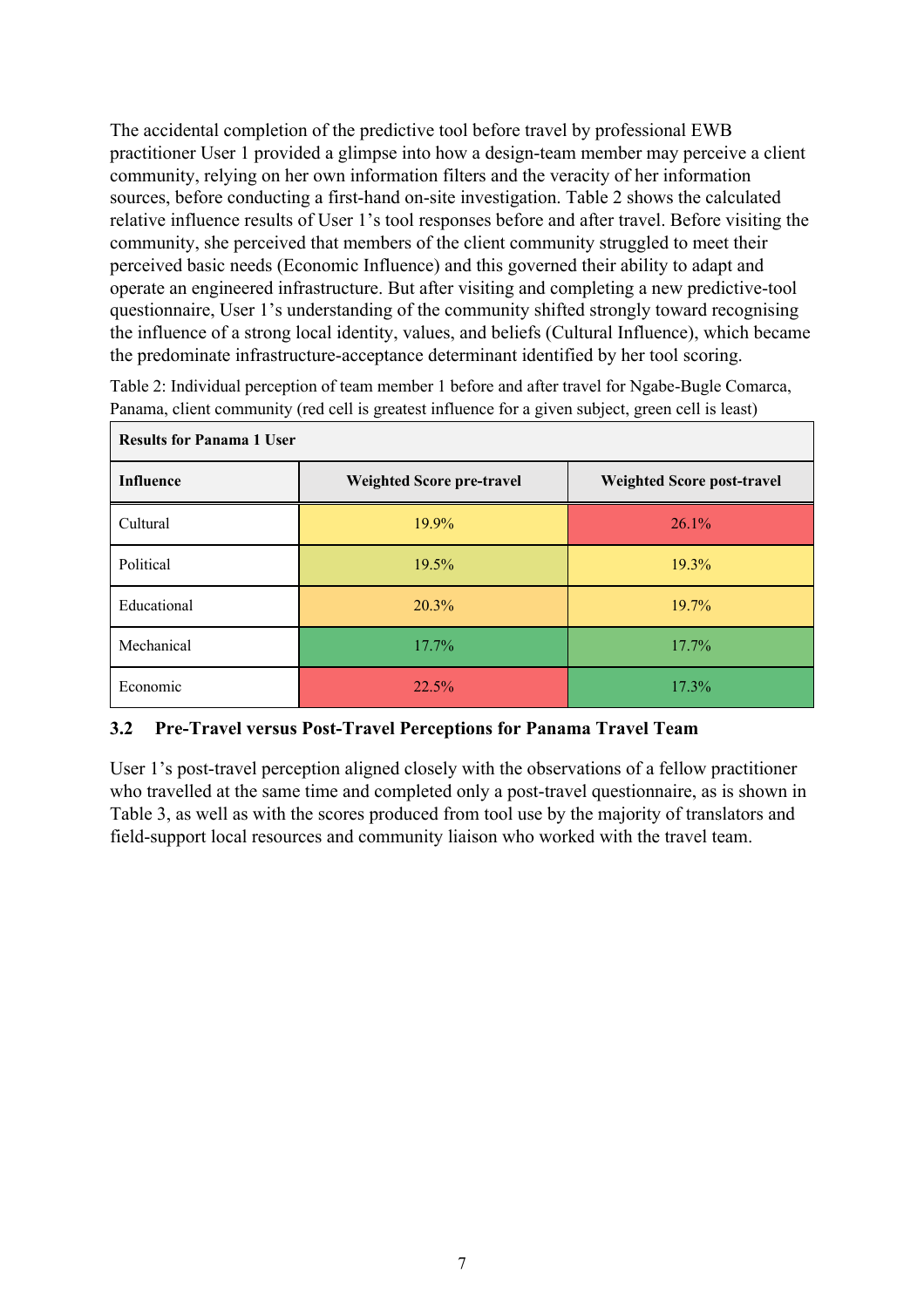The accidental completion of the predictive tool before travel by professional EWB practitioner User 1 provided a glimpse into how a design-team member may perceive a client community, relying on her own information filters and the veracity of her information sources, before conducting a first-hand on-site investigation. Table 2 shows the calculated relative influence results of User 1's tool responses before and after travel. Before visiting the community, she perceived that members of the client community struggled to meet their perceived basic needs (Economic Influence) and this governed their ability to adapt and operate an engineered infrastructure. But after visiting and completing a new predictive-tool questionnaire, User 1's understanding of the community shifted strongly toward recognising the influence of a strong local identity, values, and beliefs (Cultural Influence), which became the predominate infrastructure-acceptance determinant identified by her tool scoring.

Table 2: Individual perception of team member 1 before and after travel for Ngabe-Bugle Comarca, Panama, client community (red cell is greatest influence for a given subject, green cell is least)

| **Results for Panama 1 User** | | |
|---|---|---|
| **Influence** | **Weighted Score pre-travel** | **Weighted Score post-travel** |
| Cultural | 19.9% | 26.1% |
| Political | 19.5% | 19.3% |
| Educational | 20.3% | 19.7% |
| Mechanical | 17.7% | 17.7% |
| Economic | 22.5% | 17.3% |

### 3.2 Pre-Travel versus Post-Travel Perceptions for Panama Travel Team

User 1's post-travel perception aligned closely with the observations of a fellow practitioner who travelled at the same time and completed only a post-travel questionnaire, as is shown in Table 3, as well as with the scores produced from tool use by the majority of translators and field-support local resources and community liaison who worked with the travel team.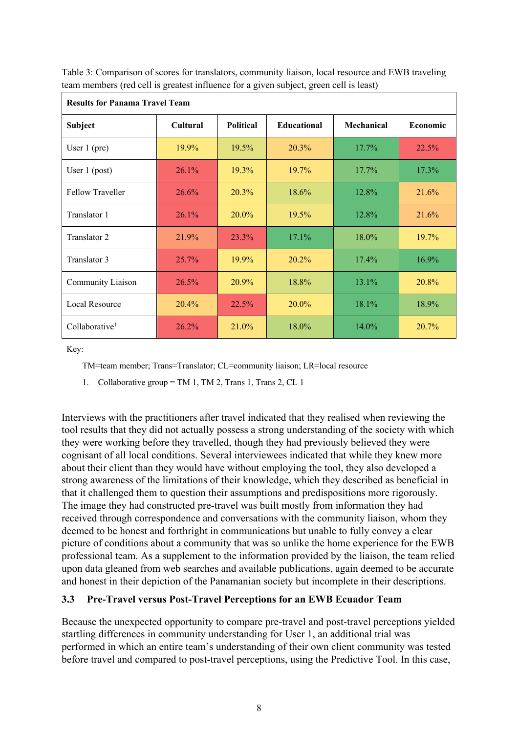Table 3: Comparison of scores for translators, community liaison, local resource and EWB traveling team members (red cell is greatest influence for a given subject, green cell is least)

| **Results for Panama Travel Team** | | | | | |
|---|---|---|---|---|---|
| **Subject** | **Cultural** | **Political** | **Educational** | **Mechanical** | **Economic** |
| User 1 (pre) | 19.9% | 19.5% | 20.3% | 17.7% | 22.5% |
| User 1 (post) | 26.1% | 19.3% | 19.7% | 17.7% | 17.3% |
| Fellow Traveller | 26.6% | 20.3% | 18.6% | 12.8% | 21.6% |
| Translator 1 | 26.1% | 20.0% | 19.5% | 12.8% | 21.6% |
| Translator 2 | 21.9% | 23.3% | 17.1% | 18.0% | 19.7% |
| Translator 3 | 25.7% | 19.9% | 20.2% | 17.4% | 16.9% |
| Community Liaison | 26.5% | 20.9% | 18.8% | 13.1% | 20.8% |
| Local Resource | 20.4% | 22.5% | 20.0% | 18.1% | 18.9% |
| Collaborative[1] | 26.2% | 21.0% | 18.0% | 14.0% | 20.7% |

Key:

TM=team member; Trans=Translator; CL=community liaison; LR=local resource

1. Collaborative group = TM 1, TM 2, Trans 1, Trans 2, CL 1

Interviews with the practitioners after travel indicated that they realised when reviewing the tool results that they did not actually possess a strong understanding of the society with which they were working before they travelled, though they had previously believed they were cognisant of all local conditions. Several interviewees indicated that while they knew more about their client than they would have without employing the tool, they also developed a strong awareness of the limitations of their knowledge, which they described as beneficial in that it challenged them to question their assumptions and predispositions more rigorously. The image they had constructed pre-travel was built mostly from information they had received through correspondence and conversations with the community liaison, whom they deemed to be honest and forthright in communications but unable to fully convey a clear picture of conditions about a community that was so unlike the home experience for the EWB professional team. As a supplement to the information provided by the liaison, the team relied upon data gleaned from web searches and available publications, again deemed to be accurate and honest in their depiction of the Panamanian society but incomplete in their descriptions.

### 3.3 Pre-Travel versus Post-Travel Perceptions for an EWB Ecuador Team

Because the unexpected opportunity to compare pre-travel and post-travel perceptions yielded startling differences in community understanding for User 1, an additional trial was performed in which an entire team's understanding of their own client community was tested before travel and compared to post-travel perceptions, using the Predictive Tool. In this case,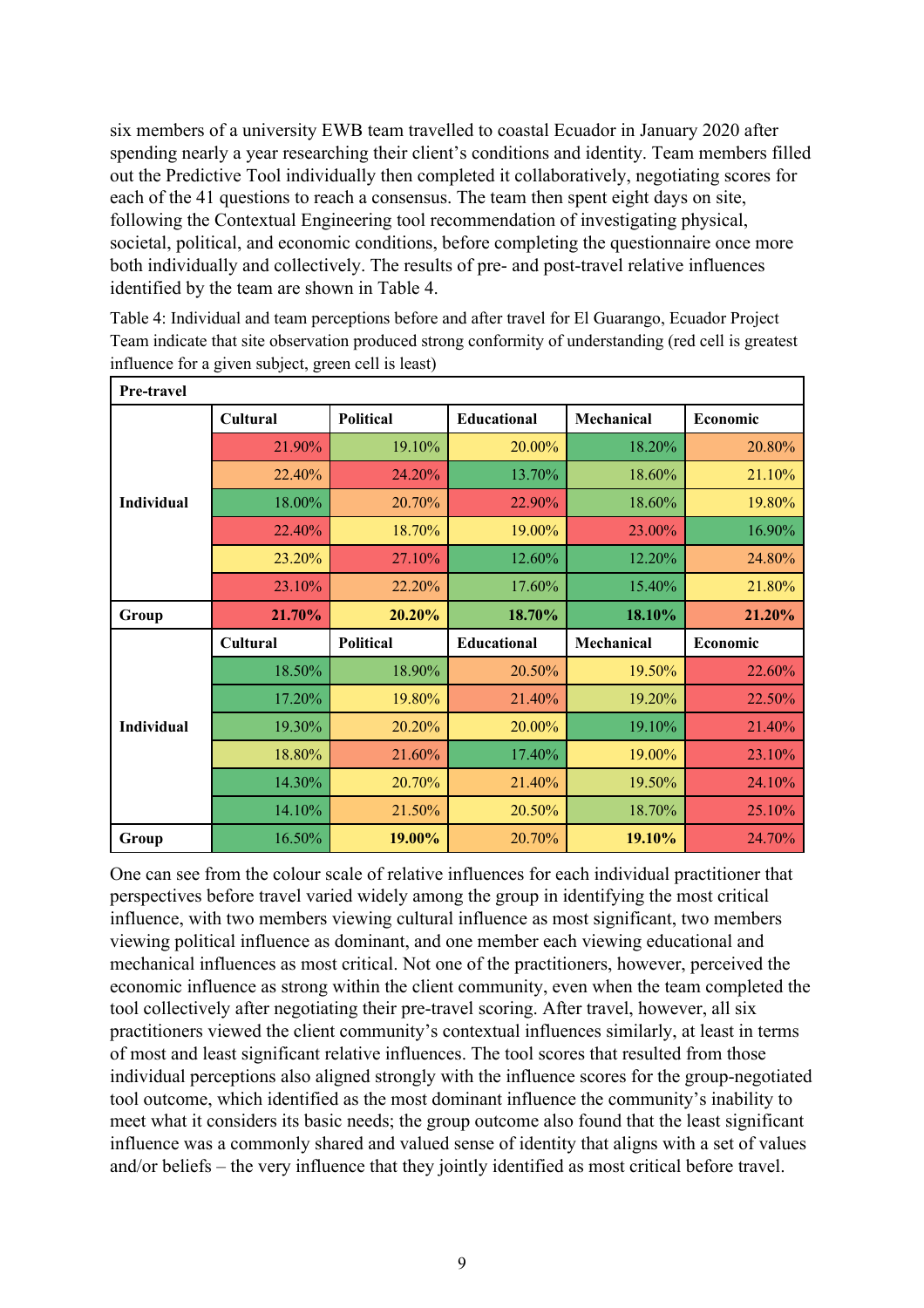six members of a university EWB team travelled to coastal Ecuador in January 2020 after spending nearly a year researching their client's conditions and identity. Team members filled out the Predictive Tool individually then completed it collaboratively, negotiating scores for each of the 41 questions to reach a consensus. The team then spent eight days on site, following the Contextual Engineering tool recommendation of investigating physical, societal, political, and economic conditions, before completing the questionnaire once more both individually and collectively. The results of pre- and post-travel relative influences identified by the team are shown in Table 4.

Table 4: Individual and team perceptions before and after travel for El Guarango, Ecuador Project Team indicate that site observation produced strong conformity of understanding (red cell is greatest influence for a given subject, green cell is least)

| **Pre-travel** | | | | | |
|---|---|---|---|---|---|
| | **Cultural** | **Political** | **Educational** | **Mechanical** | **Economic** |
| **Individual** | 21.90% | 19.10% | 20.00% | 18.20% | 20.80% |
| | 22.40% | 24.20% | 13.70% | 18.60% | 21.10% |
| | 18.00% | 20.70% | 22.90% | 18.60% | 19.80% |
| | 22.40% | 18.70% | 19.00% | 23.00% | 16.90% |
| | 23.20% | 27.10% | 12.60% | 12.20% | 24.80% |
| | 23.10% | 22.20% | 17.60% | 15.40% | 21.80% |
| **Group** | **21.70%** | **20.20%** | **18.70%** | **18.10%** | **21.20%** |
| | **Cultural** | **Political** | **Educational** | **Mechanical** | **Economic** |
| **Individual** | 18.50% | 18.90% | 20.50% | 19.50% | 22.60% |
| | 17.20% | 19.80% | 21.40% | 19.20% | 22.50% |
| | 19.30% | 20.20% | 20.00% | 19.10% | 21.40% |
| | 18.80% | 21.60% | 17.40% | 19.00% | 23.10% |
| | 14.30% | 20.70% | 21.40% | 19.50% | 24.10% |
| | 14.10% | 21.50% | 20.50% | 18.70% | 25.10% |
| **Group** | 16.50% | **19.00%** | 20.70% | **19.10%** | 24.70% |

One can see from the colour scale of relative influences for each individual practitioner that perspectives before travel varied widely among the group in identifying the most critical influence, with two members viewing cultural influence as most significant, two members viewing political influence as dominant, and one member each viewing educational and mechanical influences as most critical. Not one of the practitioners, however, perceived the economic influence as strong within the client community, even when the team completed the tool collectively after negotiating their pre-travel scoring. After travel, however, all six practitioners viewed the client community's contextual influences similarly, at least in terms of most and least significant relative influences. The tool scores that resulted from those individual perceptions also aligned strongly with the influence scores for the group-negotiated tool outcome, which identified as the most dominant influence the community's inability to meet what it considers its basic needs; the group outcome also found that the least significant influence was a commonly shared and valued sense of identity that aligns with a set of values and/or beliefs – the very influence that they jointly identified as most critical before travel.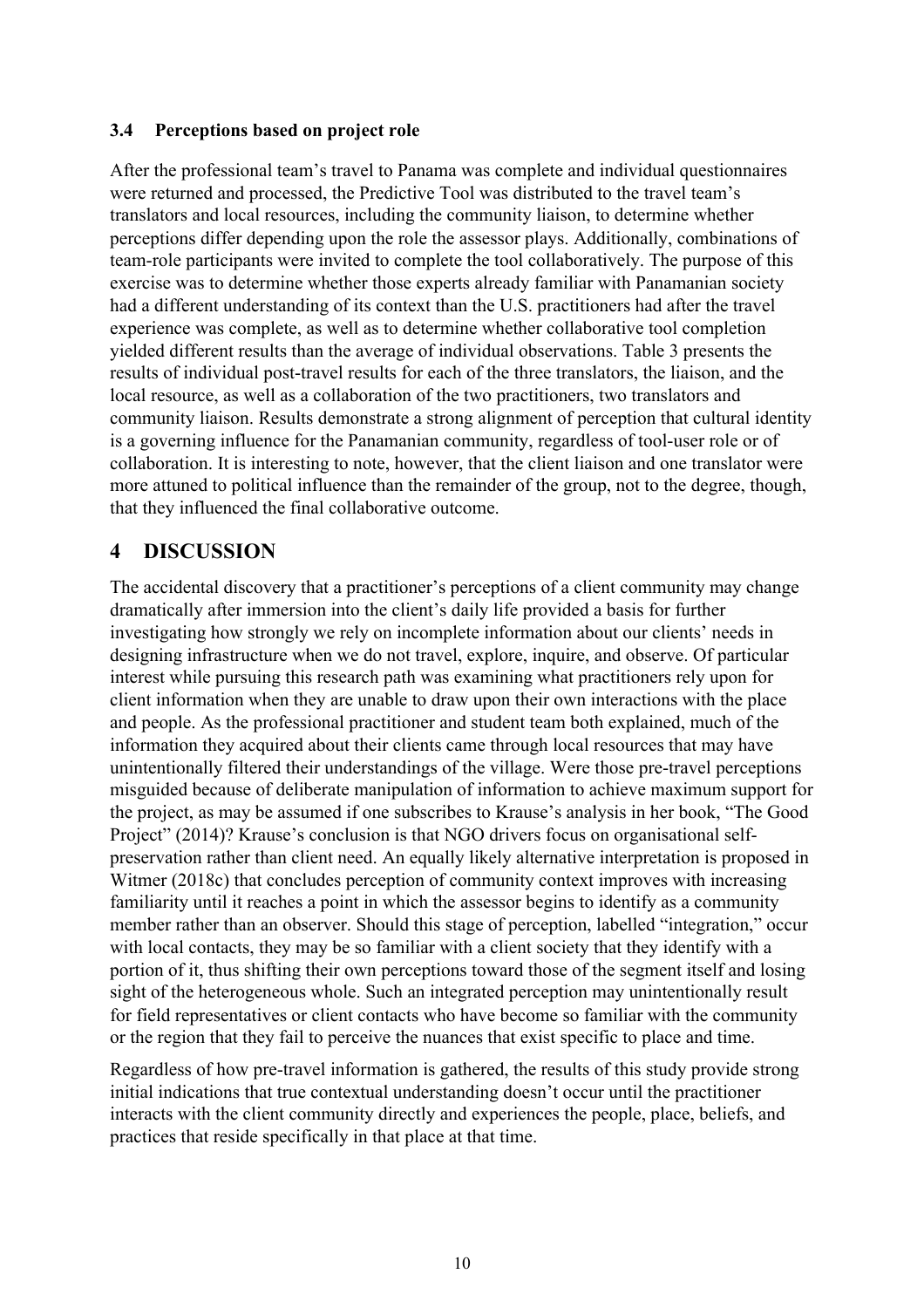### 3.4 Perceptions based on project role

After the professional team's travel to Panama was complete and individual questionnaires were returned and processed, the Predictive Tool was distributed to the travel team's translators and local resources, including the community liaison, to determine whether perceptions differ depending upon the role the assessor plays. Additionally, combinations of team-role participants were invited to complete the tool collaboratively. The purpose of this exercise was to determine whether those experts already familiar with Panamanian society had a different understanding of its context than the U.S. practitioners had after the travel experience was complete, as well as to determine whether collaborative tool completion yielded different results than the average of individual observations. Table 3 presents the results of individual post-travel results for each of the three translators, the liaison, and the local resource, as well as a collaboration of the two practitioners, two translators and community liaison. Results demonstrate a strong alignment of perception that cultural identity is a governing influence for the Panamanian community, regardless of tool-user role or of collaboration. It is interesting to note, however, that the client liaison and one translator were more attuned to political influence than the remainder of the group, not to the degree, though, that they influenced the final collaborative outcome.

## 4 DISCUSSION

The accidental discovery that a practitioner's perceptions of a client community may change dramatically after immersion into the client's daily life provided a basis for further investigating how strongly we rely on incomplete information about our clients' needs in designing infrastructure when we do not travel, explore, inquire, and observe. Of particular interest while pursuing this research path was examining what practitioners rely upon for client information when they are unable to draw upon their own interactions with the place and people. As the professional practitioner and student team both explained, much of the information they acquired about their clients came through local resources that may have unintentionally filtered their understandings of the village. Were those pre-travel perceptions misguided because of deliberate manipulation of information to achieve maximum support for the project, as may be assumed if one subscribes to Krause's analysis in her book, "The Good Project" (2014)? Krause's conclusion is that NGO drivers focus on organisational self-preservation rather than client need. An equally likely alternative interpretation is proposed in Witmer (2018c) that concludes perception of community context improves with increasing familiarity until it reaches a point in which the assessor begins to identify as a community member rather than an observer. Should this stage of perception, labelled "integration," occur with local contacts, they may be so familiar with a client society that they identify with a portion of it, thus shifting their own perceptions toward those of the segment itself and losing sight of the heterogeneous whole. Such an integrated perception may unintentionally result for field representatives or client contacts who have become so familiar with the community or the region that they fail to perceive the nuances that exist specific to place and time.

Regardless of how pre-travel information is gathered, the results of this study provide strong initial indications that true contextual understanding doesn't occur until the practitioner interacts with the client community directly and experiences the people, place, beliefs, and practices that reside specifically in that place at that time.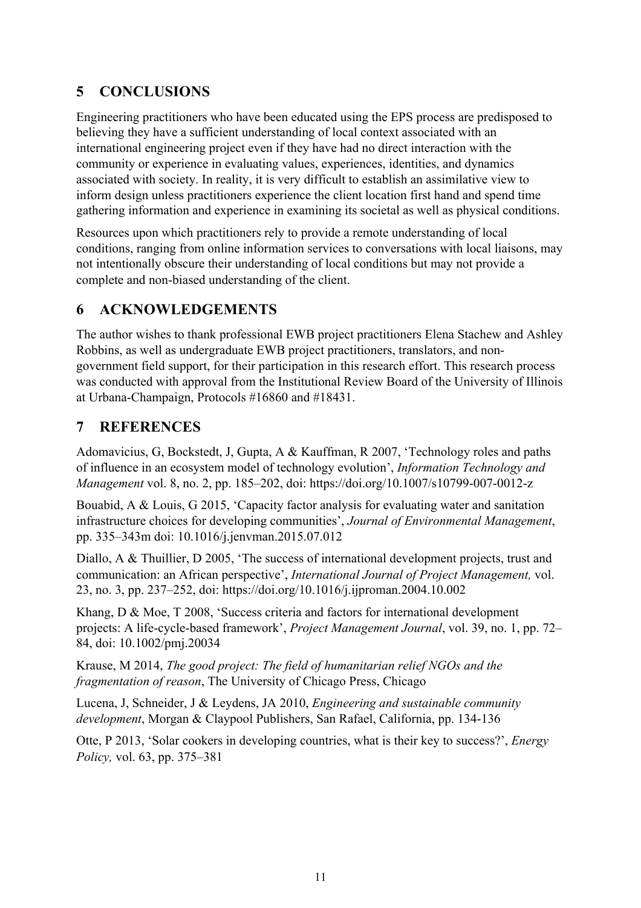## 5 CONCLUSIONS

Engineering practitioners who have been educated using the EPS process are predisposed to believing they have a sufficient understanding of local context associated with an international engineering project even if they have had no direct interaction with the community or experience in evaluating values, experiences, identities, and dynamics associated with society. In reality, it is very difficult to establish an assimilative view to inform design unless practitioners experience the client location first hand and spend time gathering information and experience in examining its societal as well as physical conditions.

Resources upon which practitioners rely to provide a remote understanding of local conditions, ranging from online information services to conversations with local liaisons, may not intentionally obscure their understanding of local conditions but may not provide a complete and non-biased understanding of the client.

## 6 ACKNOWLEDGEMENTS

The author wishes to thank professional EWB project practitioners Elena Stachew and Ashley Robbins, as well as undergraduate EWB project practitioners, translators, and non-government field support, for their participation in this research effort. This research process was conducted with approval from the Institutional Review Board of the University of Illinois at Urbana-Champaign, Protocols #16860 and #18431.

## 7 REFERENCES

Adomavicius, G, Bockstedt, J, Gupta, A & Kauffman, R 2007, 'Technology roles and paths of influence in an ecosystem model of technology evolution', *Information Technology and Management* vol. 8, no. 2, pp. 185–202, doi: https://doi.org/10.1007/s10799-007-0012-z

Bouabid, A & Louis, G 2015, 'Capacity factor analysis for evaluating water and sanitation infrastructure choices for developing communities', *Journal of Environmental Management*, pp. 335–343m doi: 10.1016/j.jenvman.2015.07.012

Diallo, A & Thuillier, D 2005, 'The success of international development projects, trust and communication: an African perspective', *International Journal of Project Management,* vol. 23, no. 3, pp. 237–252, doi: https://doi.org/10.1016/j.ijproman.2004.10.002

Khang, D & Moe, T 2008, 'Success criteria and factors for international development projects: A life-cycle-based framework', *Project Management Journal*, vol. 39, no. 1, pp. 72–84, doi: 10.1002/pmj.20034

Krause, M 2014, *The good project: The field of humanitarian relief NGOs and the fragmentation of reason*, The University of Chicago Press, Chicago

Lucena, J, Schneider, J & Leydens, JA 2010, *Engineering and sustainable community development*, Morgan & Claypool Publishers, San Rafael, California, pp. 134-136

Otte, P 2013, 'Solar cookers in developing countries, what is their key to success?', *Energy Policy,* vol. 63, pp. 375–381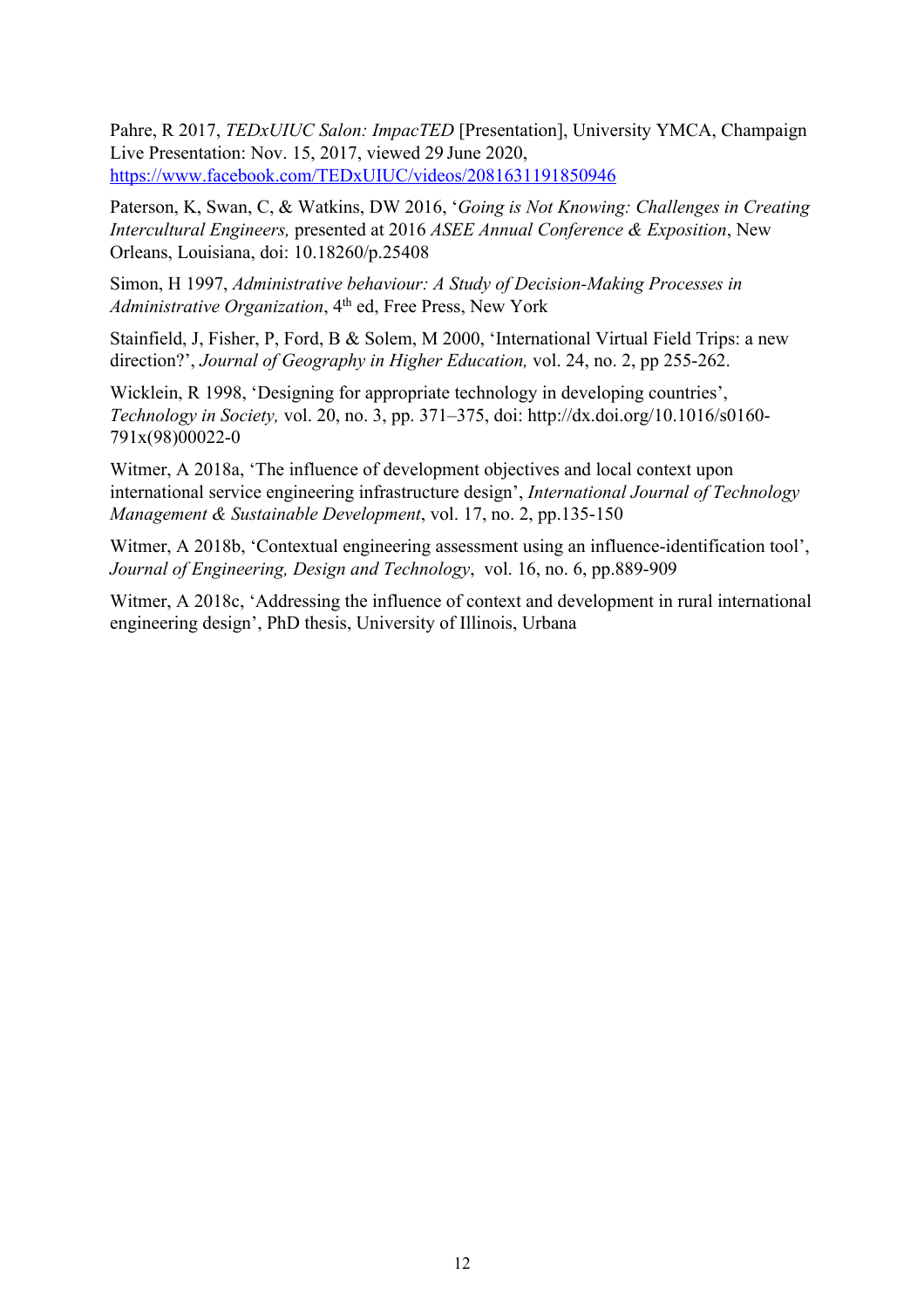Pahre, R 2017, *TEDxUIUC Salon: ImpacTED* [Presentation], University YMCA, Champaign Live Presentation: Nov. 15, 2017, viewed 29 June 2020, https://www.facebook.com/TEDxUIUC/videos/2081631191850946

Paterson, K, Swan, C, & Watkins, DW 2016, '*Going is Not Knowing: Challenges in Creating Intercultural Engineers,* presented at 2016 *ASEE Annual Conference & Exposition*, New Orleans, Louisiana, doi: 10.18260/p.25408

Simon, H 1997, *Administrative behaviour: A Study of Decision-Making Processes in Administrative Organization*, 4th ed, Free Press, New York

Stainfield, J, Fisher, P, Ford, B & Solem, M 2000, 'International Virtual Field Trips: a new direction?', *Journal of Geography in Higher Education,* vol. 24, no. 2, pp 255-262.

Wicklein, R 1998, 'Designing for appropriate technology in developing countries', *Technology in Society,* vol. 20, no. 3, pp. 371–375, doi: http://dx.doi.org/10.1016/s0160-791x(98)00022-0

Witmer, A 2018a, 'The influence of development objectives and local context upon international service engineering infrastructure design', *International Journal of Technology Management & Sustainable Development*, vol. 17, no. 2, pp.135-150

Witmer, A 2018b, 'Contextual engineering assessment using an influence-identification tool', *Journal of Engineering, Design and Technology*, vol. 16, no. 6, pp.889-909

Witmer, A 2018c, 'Addressing the influence of context and development in rural international engineering design', PhD thesis, University of Illinois, Urbana